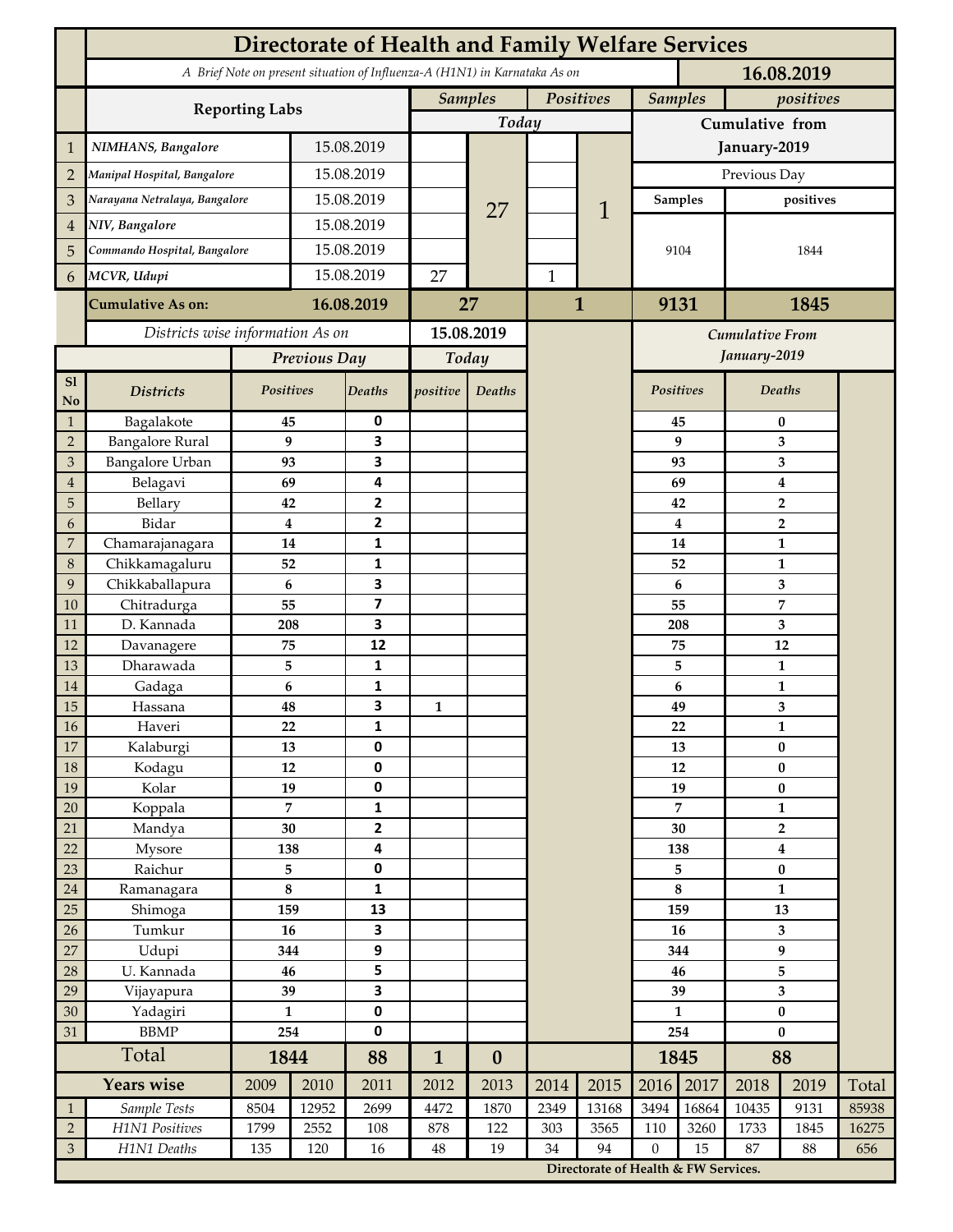# Directorate of Health and Family Welfare Services

*A Brief Note on present situation of Influenza-A (H1N1) in Karnataka As on* **16.08.2019**

| | Reporting Labs | | Samples Today | | Positives Today | | Samples (Cumulative from January-2019, Previous Day) | positives (Cumulative from January-2019, Previous Day) |
|---|---|---|---|---|---|---|---|---|
| 1 | *NIMHANS, Bangalore* | 15.08.2019 | | 27 | | 1 | 9104 | 1844 |
| 2 | *Manipal Hospital, Bangalore* | 15.08.2019 | | | | | | |
| 3 | *Narayana Netralaya, Bangalore* | 15.08.2019 | | | | | | |
| 4 | *NIV, Bangalore* | 15.08.2019 | | | | | | |
| 5 | *Commando Hospital, Bangalore* | 15.08.2019 | | | | | | |
| 6 | *MCVR, Udupi* | 15.08.2019 | 27 | | 1 | | | |
| | **Cumulative As on:** | **16.08.2019** | **27** | | **1** | | **9131** | **1845** |

*Districts wise information As on* **15.08.2019**

| Sl No | Districts | Previous Day Positives | Previous Day Deaths | Today positive | Today Deaths | Cumulative From January-2019 Positives | Cumulative From January-2019 Deaths |
|---|---|---|---|---|---|---|---|
| 1 | Bagalakote | 45 | 0 | | | 45 | 0 |
| 2 | Bangalore Rural | 9 | 3 | | | 9 | 3 |
| 3 | Bangalore Urban | 93 | 3 | | | 93 | 3 |
| 4 | Belagavi | 69 | 4 | | | 69 | 4 |
| 5 | Bellary | 42 | 2 | | | 42 | 2 |
| 6 | Bidar | 4 | 2 | | | 4 | 2 |
| 7 | Chamarajanagara | 14 | 1 | | | 14 | 1 |
| 8 | Chikkamagaluru | 52 | 1 | | | 52 | 1 |
| 9 | Chikkaballapura | 6 | 3 | | | 6 | 3 |
| 10 | Chitradurga | 55 | 7 | | | 55 | 7 |
| 11 | D. Kannada | 208 | 3 | | | 208 | 3 |
| 12 | Davanagere | 75 | 12 | | | 75 | 12 |
| 13 | Dharawada | 5 | 1 | | | 5 | 1 |
| 14 | Gadaga | 6 | 1 | | | 6 | 1 |
| 15 | Hassana | 48 | 3 | 1 | | 49 | 3 |
| 16 | Haveri | 22 | 1 | | | 22 | 1 |
| 17 | Kalaburgi | 13 | 0 | | | 13 | 0 |
| 18 | Kodagu | 12 | 0 | | | 12 | 0 |
| 19 | Kolar | 19 | 0 | | | 19 | 0 |
| 20 | Koppala | 7 | 1 | | | 7 | 1 |
| 21 | Mandya | 30 | 2 | | | 30 | 2 |
| 22 | Mysore | 138 | 4 | | | 138 | 4 |
| 23 | Raichur | 5 | 0 | | | 5 | 0 |
| 24 | Ramanagara | 8 | 1 | | | 8 | 1 |
| 25 | Shimoga | 159 | 13 | | | 159 | 13 |
| 26 | Tumkur | 16 | 3 | | | 16 | 3 |
| 27 | Udupi | 344 | 9 | | | 344 | 9 |
| 28 | U. Kannada | 46 | 5 | | | 46 | 5 |
| 29 | Vijayapura | 39 | 3 | | | 39 | 3 |
| 30 | Yadagiri | 1 | 0 | | | 1 | 0 |
| 31 | BBMP | 254 | 0 | | | 254 | 0 |
| | **Total** | **1844** | **88** | **1** | **0** | **1845** | **88** |

| | Years wise | 2009 | 2010 | 2011 | 2012 | 2013 | 2014 | 2015 | 2016 | 2017 | 2018 | 2019 | Total |
|---|---|---|---|---|---|---|---|---|---|---|---|---|---|
| 1 | *Sample Tests* | 8504 | 12952 | 2699 | 4472 | 1870 | 2349 | 13168 | 3494 | 16864 | 10435 | 9131 | 85938 |
| 2 | *H1N1 Positives* | 1799 | 2552 | 108 | 878 | 122 | 303 | 3565 | 110 | 3260 | 1733 | 1845 | 16275 |
| 3 | *H1N1 Deaths* | 135 | 120 | 16 | 48 | 19 | 34 | 94 | 0 | 15 | 87 | 88 | 656 |

**Directorate of Health & FW Services.**